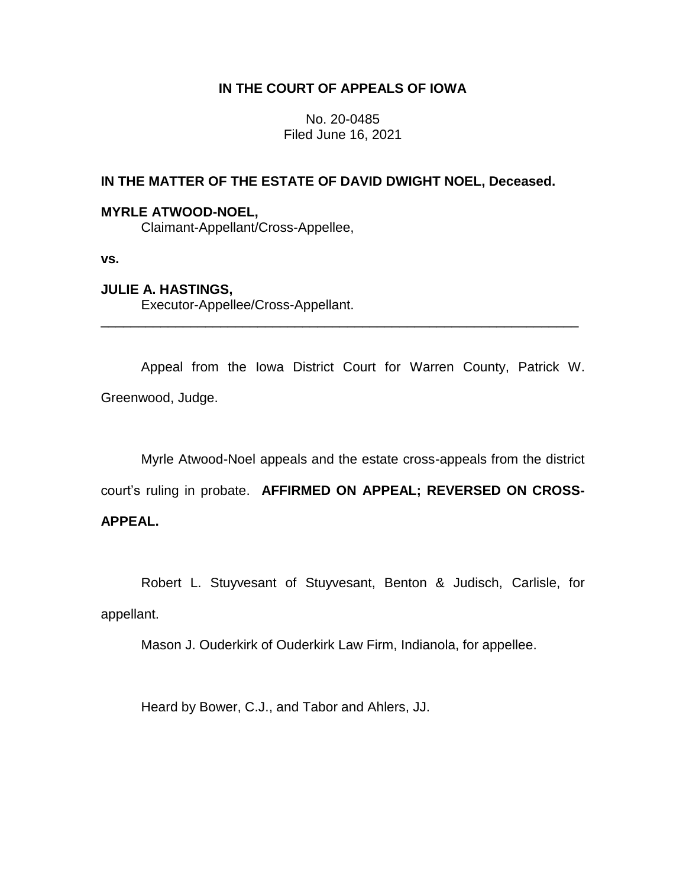**IN THE COURT OF APPEALS OF IOWA**

No. 20-0485
Filed June 16, 2021

**IN THE MATTER OF THE ESTATE OF DAVID DWIGHT NOEL, Deceased.**

**MYRLE ATWOOD-NOEL,**
Claimant-Appellant/Cross-Appellee,

**vs.**

**JULIE A. HASTINGS,**
Executor-Appellee/Cross-Appellant.

---

Appeal from the Iowa District Court for Warren County, Patrick W. Greenwood, Judge.

Myrle Atwood-Noel appeals and the estate cross-appeals from the district court's ruling in probate. **AFFIRMED ON APPEAL; REVERSED ON CROSS-APPEAL.**

Robert L. Stuyvesant of Stuyvesant, Benton & Judisch, Carlisle, for appellant.

Mason J. Ouderkirk of Ouderkirk Law Firm, Indianola, for appellee.

Heard by Bower, C.J., and Tabor and Ahlers, JJ.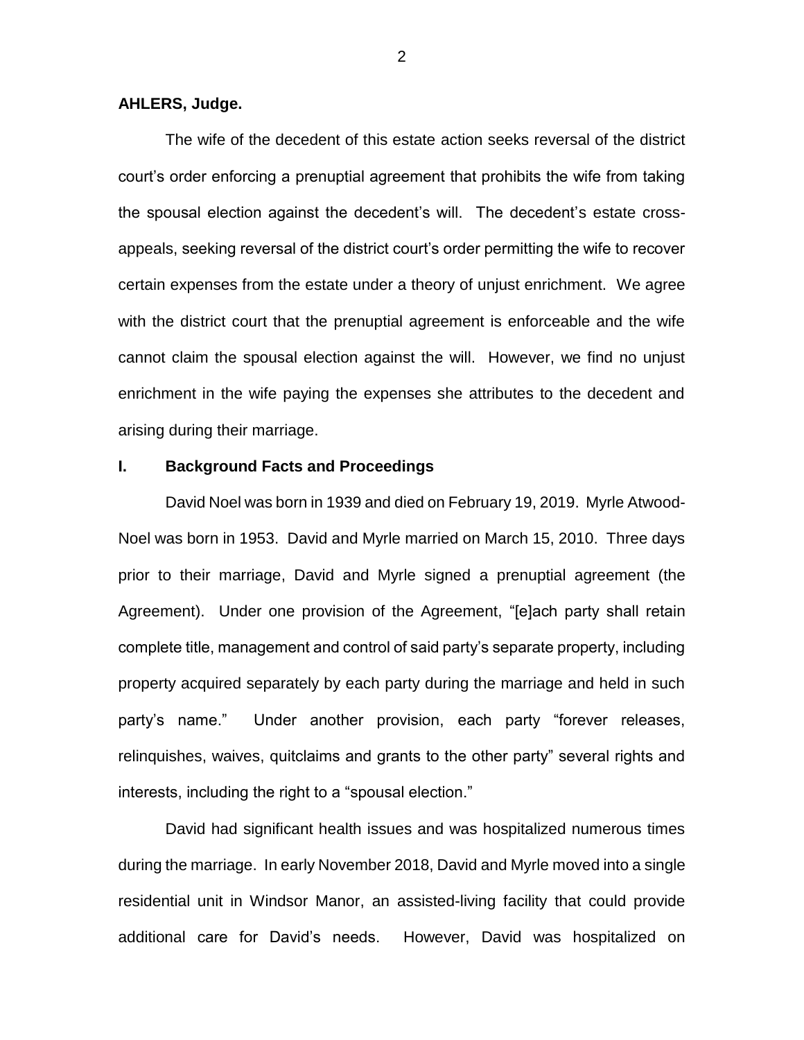**AHLERS, Judge.**

The wife of the decedent of this estate action seeks reversal of the district court's order enforcing a prenuptial agreement that prohibits the wife from taking the spousal election against the decedent's will. The decedent's estate cross-appeals, seeking reversal of the district court's order permitting the wife to recover certain expenses from the estate under a theory of unjust enrichment. We agree with the district court that the prenuptial agreement is enforceable and the wife cannot claim the spousal election against the will. However, we find no unjust enrichment in the wife paying the expenses she attributes to the decedent and arising during their marriage.

## I. Background Facts and Proceedings

David Noel was born in 1939 and died on February 19, 2019. Myrle Atwood-Noel was born in 1953. David and Myrle married on March 15, 2010. Three days prior to their marriage, David and Myrle signed a prenuptial agreement (the Agreement). Under one provision of the Agreement, "[e]ach party shall retain complete title, management and control of said party's separate property, including property acquired separately by each party during the marriage and held in such party's name." Under another provision, each party "forever releases, relinquishes, waives, quitclaims and grants to the other party" several rights and interests, including the right to a "spousal election."

David had significant health issues and was hospitalized numerous times during the marriage. In early November 2018, David and Myrle moved into a single residential unit in Windsor Manor, an assisted-living facility that could provide additional care for David's needs. However, David was hospitalized on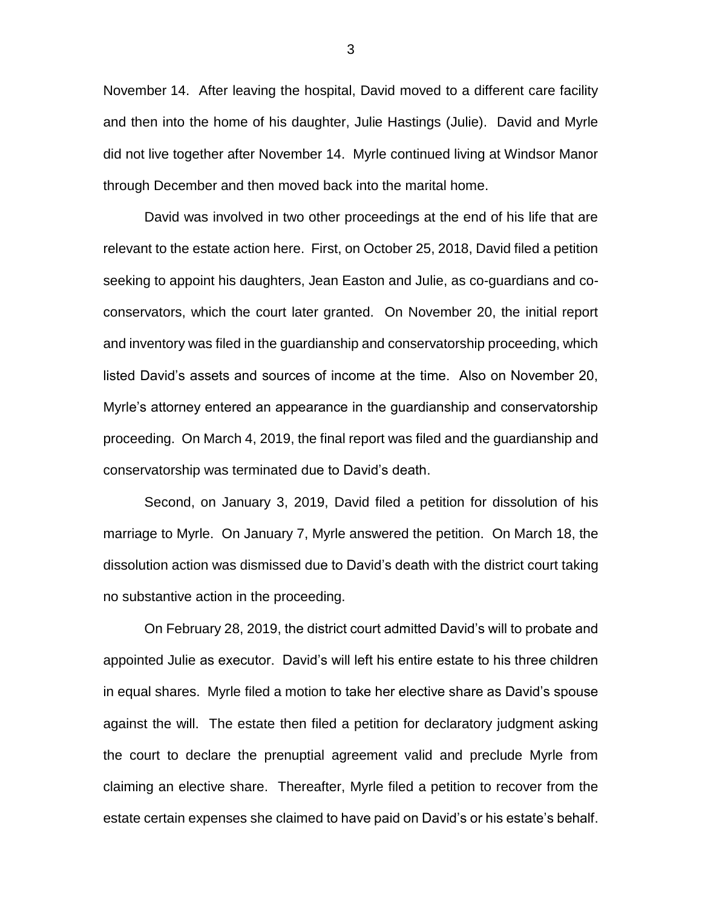November 14. After leaving the hospital, David moved to a different care facility and then into the home of his daughter, Julie Hastings (Julie). David and Myrle did not live together after November 14. Myrle continued living at Windsor Manor through December and then moved back into the marital home.

David was involved in two other proceedings at the end of his life that are relevant to the estate action here. First, on October 25, 2018, David filed a petition seeking to appoint his daughters, Jean Easton and Julie, as co-guardians and co-conservators, which the court later granted. On November 20, the initial report and inventory was filed in the guardianship and conservatorship proceeding, which listed David's assets and sources of income at the time. Also on November 20, Myrle's attorney entered an appearance in the guardianship and conservatorship proceeding. On March 4, 2019, the final report was filed and the guardianship and conservatorship was terminated due to David's death.

Second, on January 3, 2019, David filed a petition for dissolution of his marriage to Myrle. On January 7, Myrle answered the petition. On March 18, the dissolution action was dismissed due to David's death with the district court taking no substantive action in the proceeding.

On February 28, 2019, the district court admitted David's will to probate and appointed Julie as executor. David's will left his entire estate to his three children in equal shares. Myrle filed a motion to take her elective share as David's spouse against the will. The estate then filed a petition for declaratory judgment asking the court to declare the prenuptial agreement valid and preclude Myrle from claiming an elective share. Thereafter, Myrle filed a petition to recover from the estate certain expenses she claimed to have paid on David's or his estate's behalf.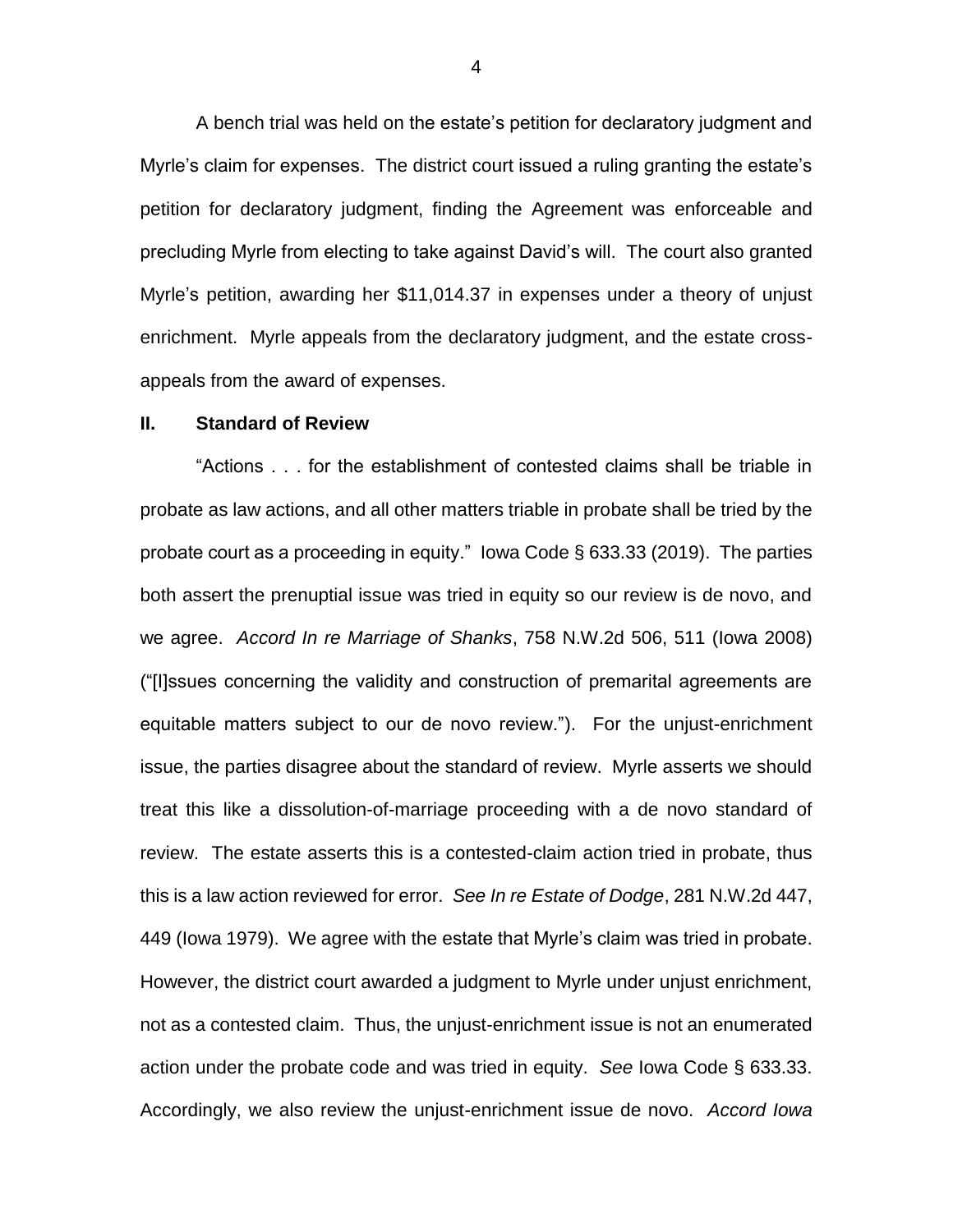A bench trial was held on the estate's petition for declaratory judgment and Myrle's claim for expenses. The district court issued a ruling granting the estate's petition for declaratory judgment, finding the Agreement was enforceable and precluding Myrle from electing to take against David's will. The court also granted Myrle's petition, awarding her $11,014.37 in expenses under a theory of unjust enrichment. Myrle appeals from the declaratory judgment, and the estate cross-appeals from the award of expenses.

## II. Standard of Review

"Actions . . . for the establishment of contested claims shall be triable in probate as law actions, and all other matters triable in probate shall be tried by the probate court as a proceeding in equity." Iowa Code § 633.33 (2019). The parties both assert the prenuptial issue was tried in equity so our review is de novo, and we agree. *Accord In re Marriage of Shanks*, 758 N.W.2d 506, 511 (Iowa 2008) ("[I]ssues concerning the validity and construction of premarital agreements are equitable matters subject to our de novo review."). For the unjust-enrichment issue, the parties disagree about the standard of review. Myrle asserts we should treat this like a dissolution-of-marriage proceeding with a de novo standard of review. The estate asserts this is a contested-claim action tried in probate, thus this is a law action reviewed for error. *See In re Estate of Dodge*, 281 N.W.2d 447, 449 (Iowa 1979). We agree with the estate that Myrle's claim was tried in probate. However, the district court awarded a judgment to Myrle under unjust enrichment, not as a contested claim. Thus, the unjust-enrichment issue is not an enumerated action under the probate code and was tried in equity. *See* Iowa Code § 633.33. Accordingly, we also review the unjust-enrichment issue de novo. *Accord Iowa*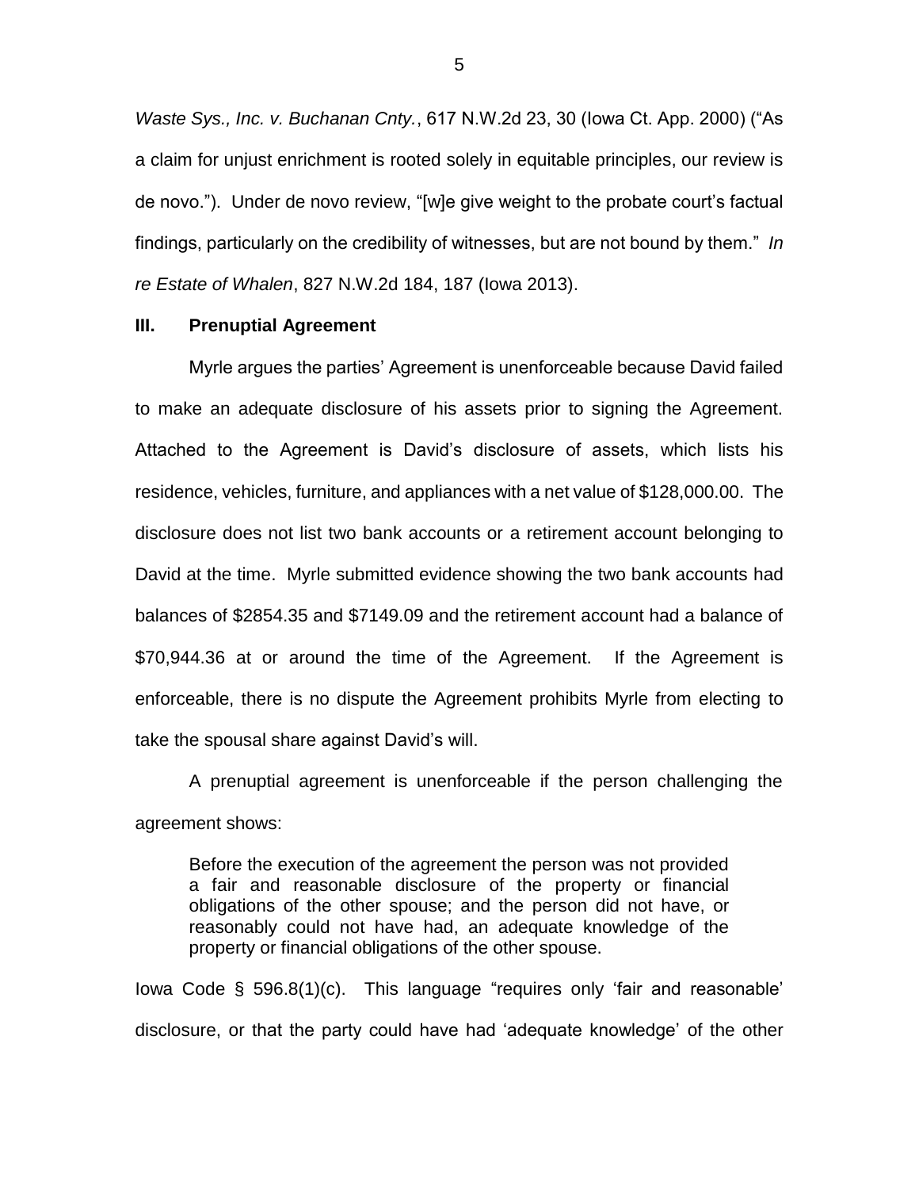*Waste Sys., Inc. v. Buchanan Cnty.*, 617 N.W.2d 23, 30 (Iowa Ct. App. 2000) ("As a claim for unjust enrichment is rooted solely in equitable principles, our review is de novo."). Under de novo review, "[w]e give weight to the probate court's factual findings, particularly on the credibility of witnesses, but are not bound by them." *In re Estate of Whalen*, 827 N.W.2d 184, 187 (Iowa 2013).

### III. Prenuptial Agreement

Myrle argues the parties' Agreement is unenforceable because David failed to make an adequate disclosure of his assets prior to signing the Agreement. Attached to the Agreement is David's disclosure of assets, which lists his residence, vehicles, furniture, and appliances with a net value of $128,000.00. The disclosure does not list two bank accounts or a retirement account belonging to David at the time. Myrle submitted evidence showing the two bank accounts had balances of $2854.35 and $7149.09 and the retirement account had a balance of $70,944.36 at or around the time of the Agreement. If the Agreement is enforceable, there is no dispute the Agreement prohibits Myrle from electing to take the spousal share against David's will.

A prenuptial agreement is unenforceable if the person challenging the agreement shows:

> Before the execution of the agreement the person was not provided a fair and reasonable disclosure of the property or financial obligations of the other spouse; and the person did not have, or reasonably could not have had, an adequate knowledge of the property or financial obligations of the other spouse.

Iowa Code § 596.8(1)(c). This language "requires only 'fair and reasonable' disclosure, or that the party could have had 'adequate knowledge' of the other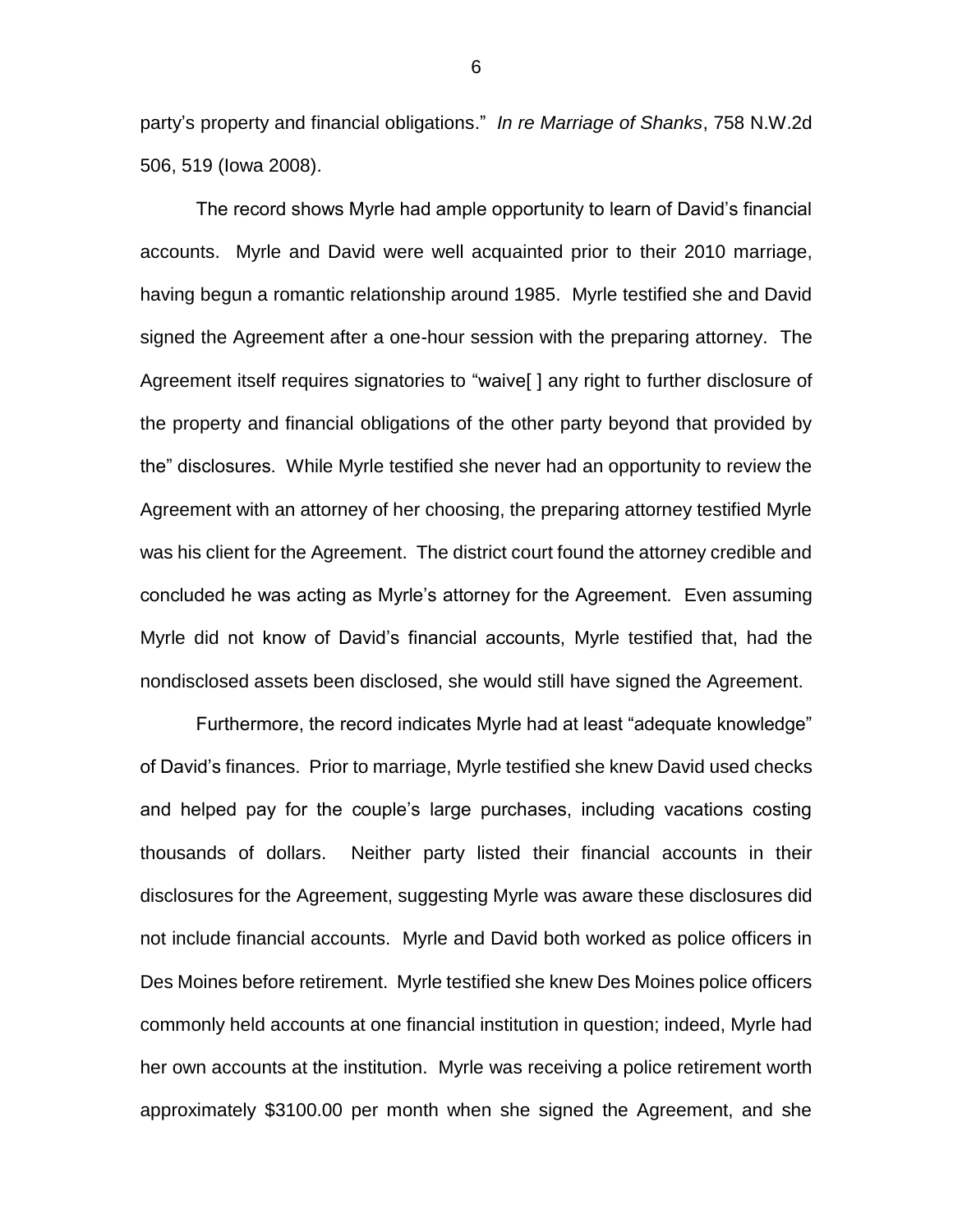party's property and financial obligations." *In re Marriage of Shanks*, 758 N.W.2d 506, 519 (Iowa 2008).

The record shows Myrle had ample opportunity to learn of David's financial accounts. Myrle and David were well acquainted prior to their 2010 marriage, having begun a romantic relationship around 1985. Myrle testified she and David signed the Agreement after a one-hour session with the preparing attorney. The Agreement itself requires signatories to "waive[ ] any right to further disclosure of the property and financial obligations of the other party beyond that provided by the" disclosures. While Myrle testified she never had an opportunity to review the Agreement with an attorney of her choosing, the preparing attorney testified Myrle was his client for the Agreement. The district court found the attorney credible and concluded he was acting as Myrle's attorney for the Agreement. Even assuming Myrle did not know of David's financial accounts, Myrle testified that, had the nondisclosed assets been disclosed, she would still have signed the Agreement.

Furthermore, the record indicates Myrle had at least "adequate knowledge" of David's finances. Prior to marriage, Myrle testified she knew David used checks and helped pay for the couple's large purchases, including vacations costing thousands of dollars. Neither party listed their financial accounts in their disclosures for the Agreement, suggesting Myrle was aware these disclosures did not include financial accounts. Myrle and David both worked as police officers in Des Moines before retirement. Myrle testified she knew Des Moines police officers commonly held accounts at one financial institution in question; indeed, Myrle had her own accounts at the institution. Myrle was receiving a police retirement worth approximately $3100.00 per month when she signed the Agreement, and she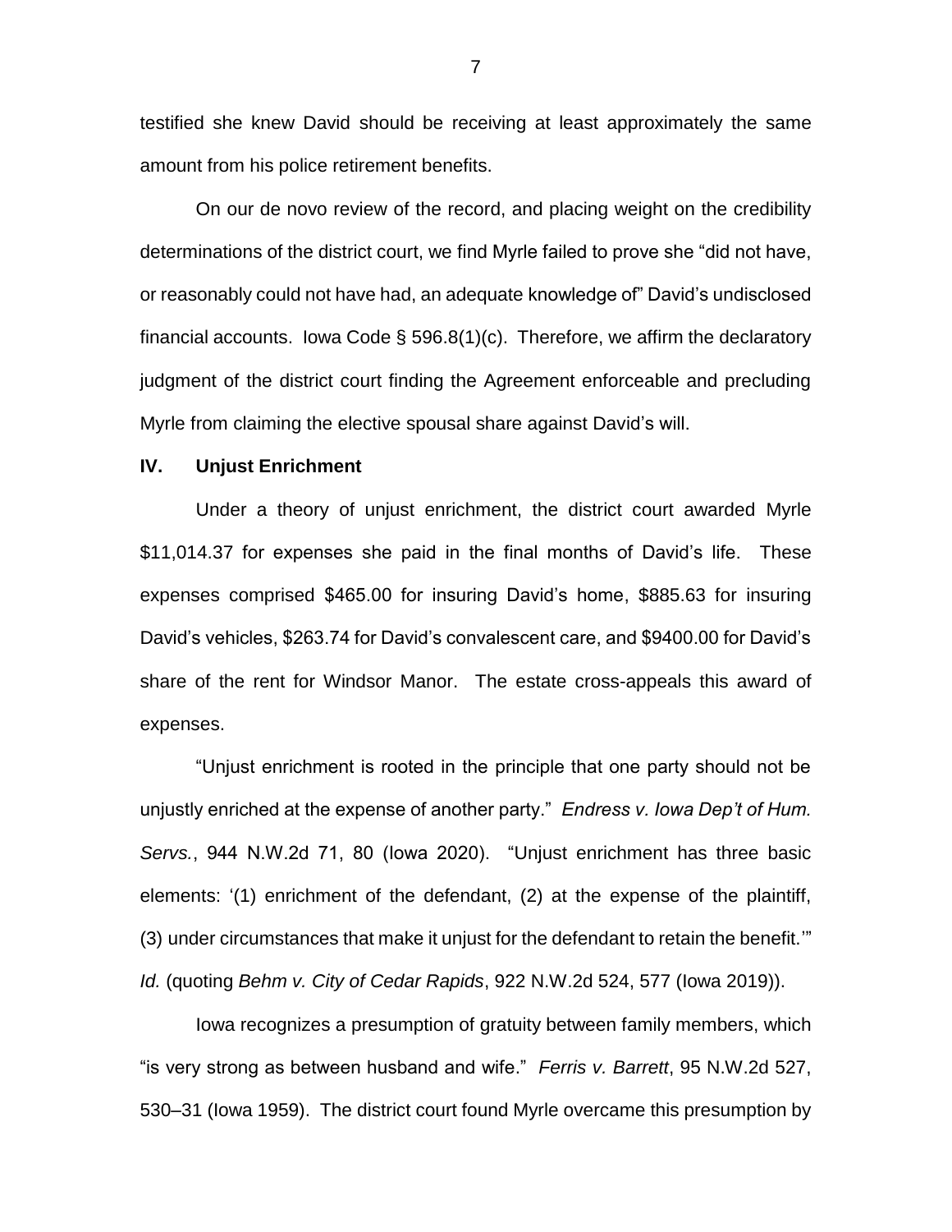testified she knew David should be receiving at least approximately the same amount from his police retirement benefits.

On our de novo review of the record, and placing weight on the credibility determinations of the district court, we find Myrle failed to prove she "did not have, or reasonably could not have had, an adequate knowledge of" David's undisclosed financial accounts. Iowa Code § 596.8(1)(c). Therefore, we affirm the declaratory judgment of the district court finding the Agreement enforceable and precluding Myrle from claiming the elective spousal share against David's will.

## IV. Unjust Enrichment

Under a theory of unjust enrichment, the district court awarded Myrle $11,014.37 for expenses she paid in the final months of David's life. These expenses comprised $465.00 for insuring David's home, $885.63 for insuring David's vehicles, $263.74 for David's convalescent care, and $9400.00 for David's share of the rent for Windsor Manor. The estate cross-appeals this award of expenses.

"Unjust enrichment is rooted in the principle that one party should not be unjustly enriched at the expense of another party." *Endress v. Iowa Dep't of Hum. Servs.*, 944 N.W.2d 71, 80 (Iowa 2020). "Unjust enrichment has three basic elements: '(1) enrichment of the defendant, (2) at the expense of the plaintiff, (3) under circumstances that make it unjust for the defendant to retain the benefit.'" *Id.* (quoting *Behm v. City of Cedar Rapids*, 922 N.W.2d 524, 577 (Iowa 2019)).

Iowa recognizes a presumption of gratuity between family members, which "is very strong as between husband and wife." *Ferris v. Barrett*, 95 N.W.2d 527, 530–31 (Iowa 1959). The district court found Myrle overcame this presumption by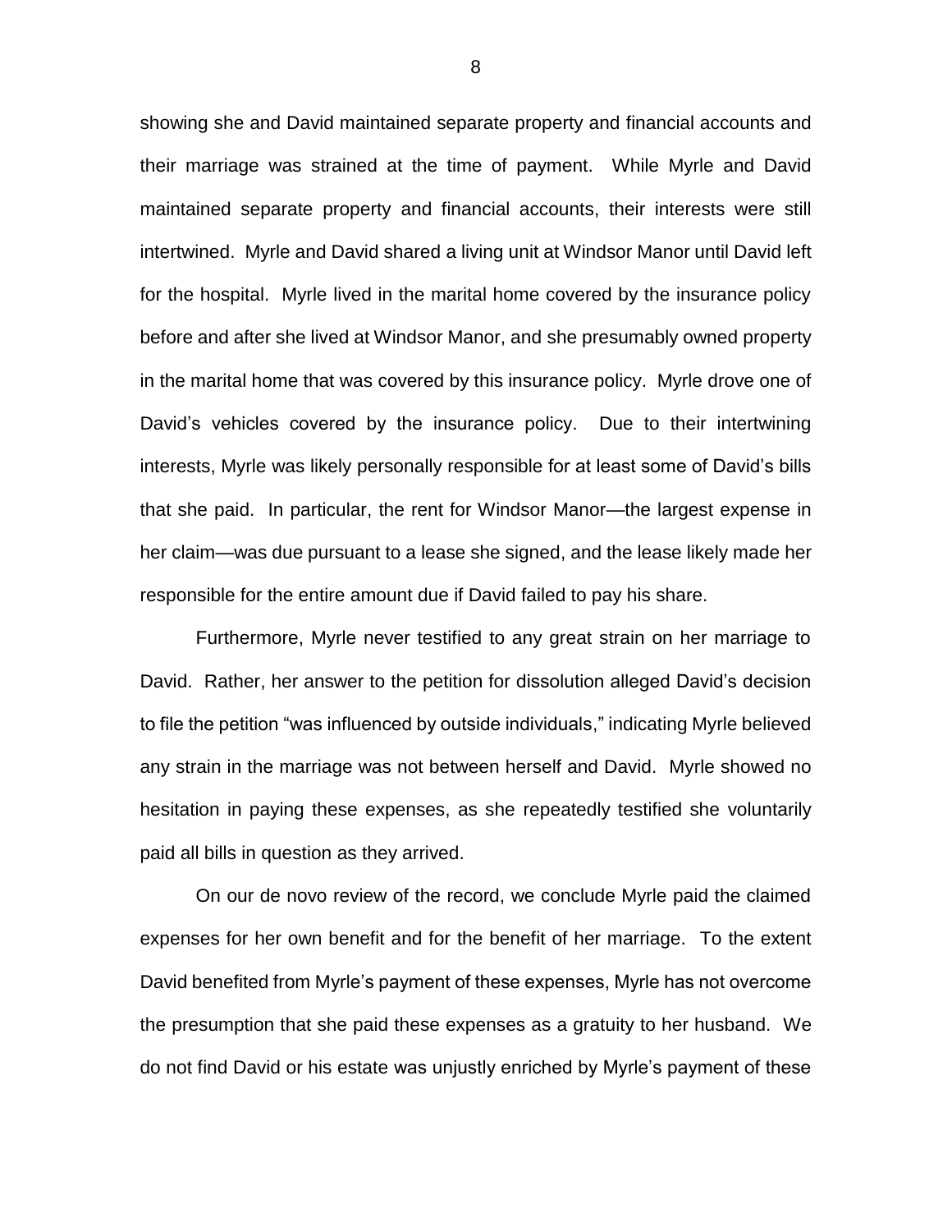showing she and David maintained separate property and financial accounts and their marriage was strained at the time of payment. While Myrle and David maintained separate property and financial accounts, their interests were still intertwined. Myrle and David shared a living unit at Windsor Manor until David left for the hospital. Myrle lived in the marital home covered by the insurance policy before and after she lived at Windsor Manor, and she presumably owned property in the marital home that was covered by this insurance policy. Myrle drove one of David's vehicles covered by the insurance policy. Due to their intertwining interests, Myrle was likely personally responsible for at least some of David's bills that she paid. In particular, the rent for Windsor Manor—the largest expense in her claim—was due pursuant to a lease she signed, and the lease likely made her responsible for the entire amount due if David failed to pay his share.

Furthermore, Myrle never testified to any great strain on her marriage to David. Rather, her answer to the petition for dissolution alleged David's decision to file the petition "was influenced by outside individuals," indicating Myrle believed any strain in the marriage was not between herself and David. Myrle showed no hesitation in paying these expenses, as she repeatedly testified she voluntarily paid all bills in question as they arrived.

On our de novo review of the record, we conclude Myrle paid the claimed expenses for her own benefit and for the benefit of her marriage. To the extent David benefited from Myrle's payment of these expenses, Myrle has not overcome the presumption that she paid these expenses as a gratuity to her husband. We do not find David or his estate was unjustly enriched by Myrle's payment of these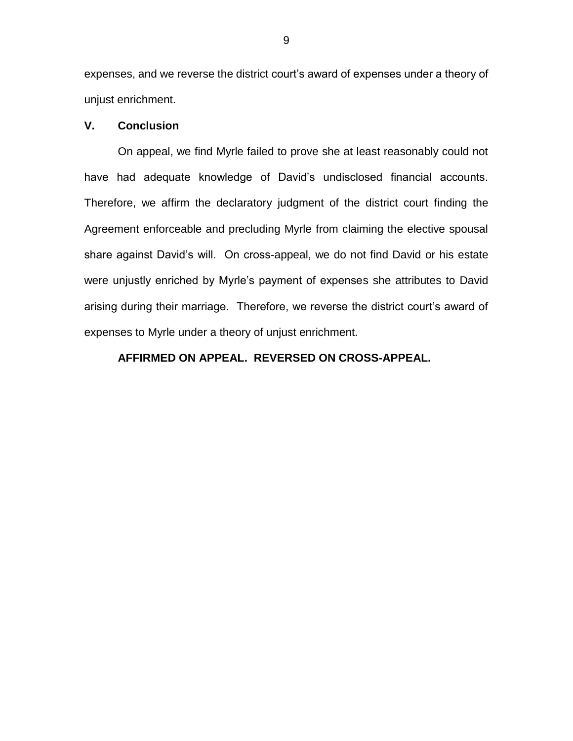expenses, and we reverse the district court's award of expenses under a theory of unjust enrichment.

## V. Conclusion

On appeal, we find Myrle failed to prove she at least reasonably could not have had adequate knowledge of David's undisclosed financial accounts. Therefore, we affirm the declaratory judgment of the district court finding the Agreement enforceable and precluding Myrle from claiming the elective spousal share against David's will. On cross-appeal, we do not find David or his estate were unjustly enriched by Myrle's payment of expenses she attributes to David arising during their marriage. Therefore, we reverse the district court's award of expenses to Myrle under a theory of unjust enrichment.

**AFFIRMED ON APPEAL. REVERSED ON CROSS-APPEAL.**